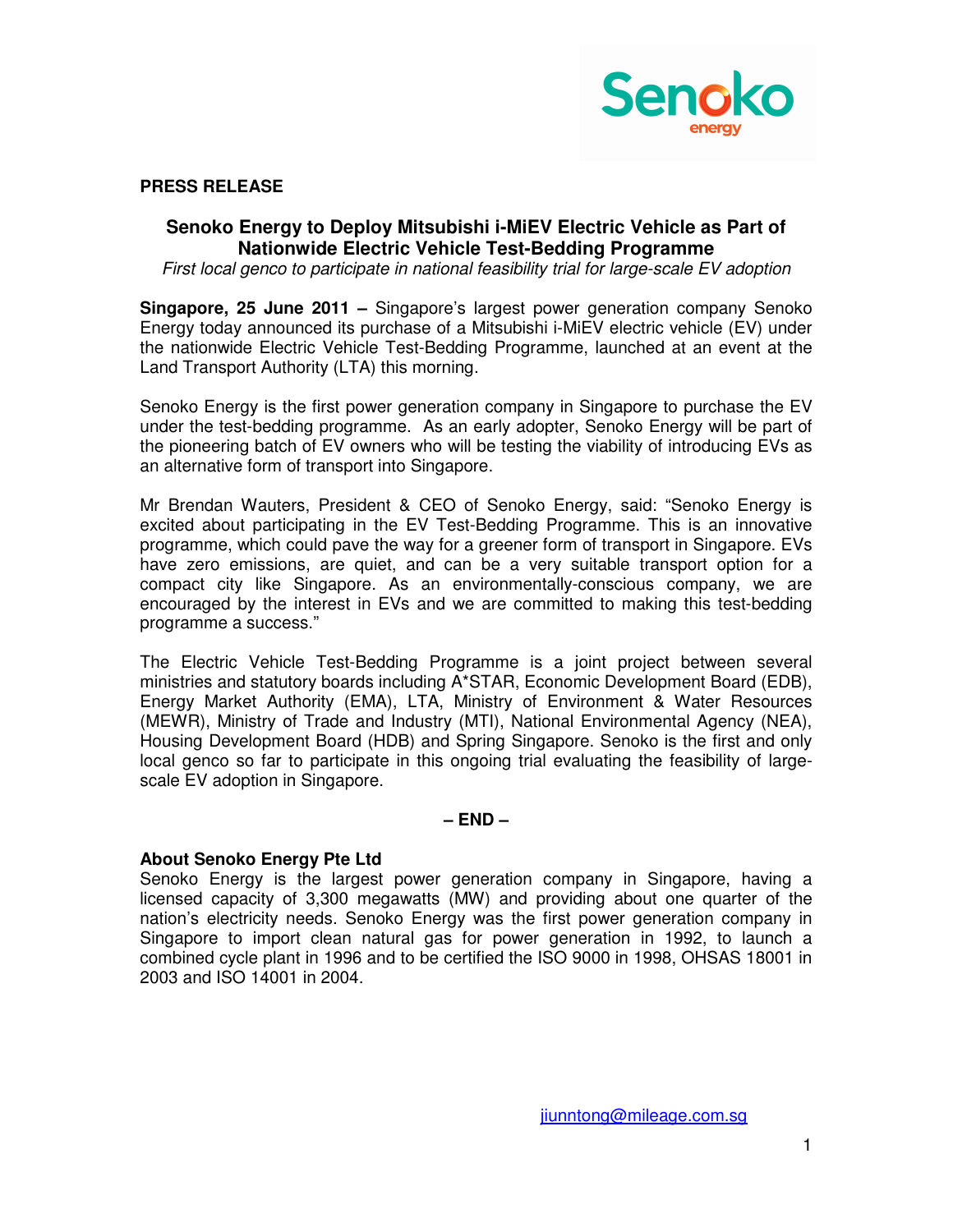**PRESS RELEASE**

# Senoko Energy to Deploy Mitsubishi i-MiEV Electric Vehicle as Part of Nationwide Electric Vehicle Test-Bedding Programme

*First local genco to participate in national feasibility trial for large-scale EV adoption*

**Singapore, 25 June 2011 –** Singapore's largest power generation company Senoko Energy today announced its purchase of a Mitsubishi i-MiEV electric vehicle (EV) under the nationwide Electric Vehicle Test-Bedding Programme, launched at an event at the Land Transport Authority (LTA) this morning.

Senoko Energy is the first power generation company in Singapore to purchase the EV under the test-bedding programme. As an early adopter, Senoko Energy will be part of the pioneering batch of EV owners who will be testing the viability of introducing EVs as an alternative form of transport into Singapore.

Mr Brendan Wauters, President & CEO of Senoko Energy, said: "Senoko Energy is excited about participating in the EV Test-Bedding Programme. This is an innovative programme, which could pave the way for a greener form of transport in Singapore. EVs have zero emissions, are quiet, and can be a very suitable transport option for a compact city like Singapore. As an environmentally-conscious company, we are encouraged by the interest in EVs and we are committed to making this test-bedding programme a success."

The Electric Vehicle Test-Bedding Programme is a joint project between several ministries and statutory boards including A*STAR, Economic Development Board (EDB), Energy Market Authority (EMA), LTA, Ministry of Environment & Water Resources (MEWR), Ministry of Trade and Industry (MTI), National Environmental Agency (NEA), Housing Development Board (HDB) and Spring Singapore. Senoko is the first and only local genco so far to participate in this ongoing trial evaluating the feasibility of large-scale EV adoption in Singapore.

**– END –**

**About Senoko Energy Pte Ltd**

Senoko Energy is the largest power generation company in Singapore, having a licensed capacity of 3,300 megawatts (MW) and providing about one quarter of the nation's electricity needs. Senoko Energy was the first power generation company in Singapore to import clean natural gas for power generation in 1992, to launch a combined cycle plant in 1996 and to be certified the ISO 9000 in 1998, OHSAS 18001 in 2003 and ISO 14001 in 2004.

jiunntong@mileage.com.sg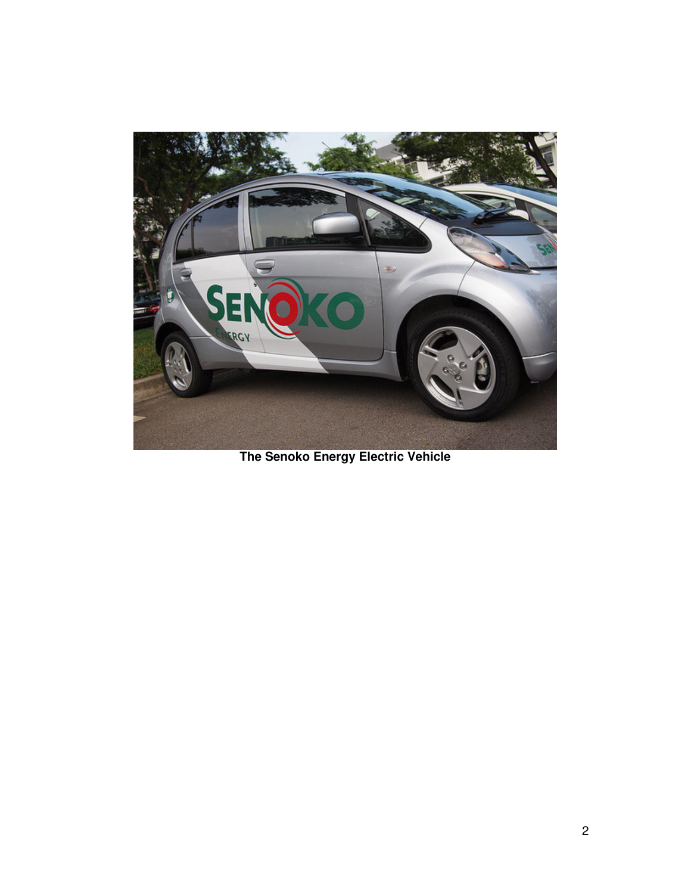**The Senoko Energy Electric Vehicle**